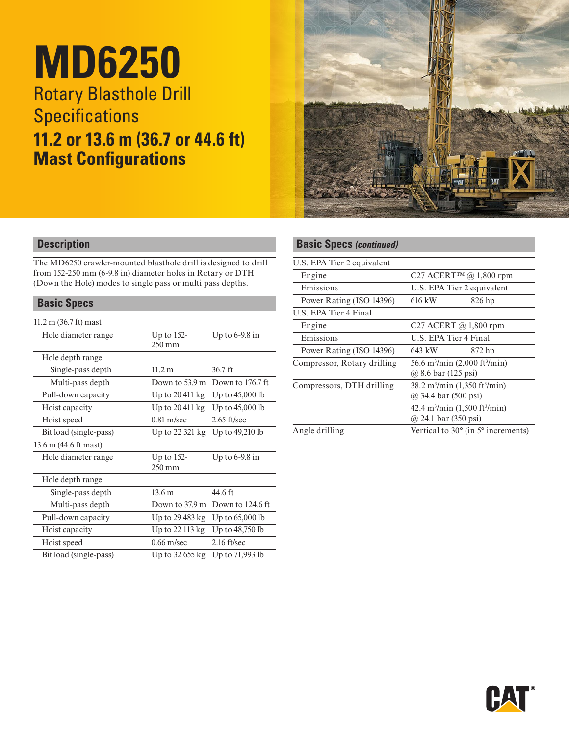# MD6250

## Rotary Blasthole Drill Specifications

## 11.2 or 13.6 m (36.7 or 44.6 ft) Mast Configurations

## Description

The MD6250 crawler-mounted blasthole drill is designed to drill from 152-250 mm (6-9.8 in) diameter holes in Rotary or DTH (Down the Hole) modes to single pass or multi pass depths.

## Basic Specs

| | | |
|---|---|---|
| 11.2 m (36.7 ft) mast | | |
| Hole diameter range | Up to 152-250 mm | Up to 6-9.8 in |
| Hole depth range | | |
| Single-pass depth | 11.2 m | 36.7 ft |
| Multi-pass depth | Down to 53.9 m | Down to 176.7 ft |
| Pull-down capacity | Up to 20 411 kg | Up to 45,000 lb |
| Hoist capacity | Up to 20 411 kg | Up to 45,000 lb |
| Hoist speed | 0.81 m/sec | 2.65 ft/sec |
| Bit load (single-pass) | Up to 22 321 kg | Up to 49,210 lb |
| 13.6 m (44.6 ft mast) | | |
| Hole diameter range | Up to 152-250 mm | Up to 6-9.8 in |
| Hole depth range | | |
| Single-pass depth | 13.6 m | 44.6 ft |
| Multi-pass depth | Down to 37.9 m | Down to 124.6 ft |
| Pull-down capacity | Up to 29 483 kg | Up to 65,000 lb |
| Hoist capacity | Up to 22 113 kg | Up to 48,750 lb |
| Hoist speed | 0.66 m/sec | 2.16 ft/sec |
| Bit load (single-pass) | Up to 32 655 kg | Up to 71,993 lb |

## Basic Specs *(continued)*

| | | |
|---|---|---|
| U.S. EPA Tier 2 equivalent | | |
| Engine | C27 ACERT™ @ 1,800 rpm | |
| Emissions | U.S. EPA Tier 2 equivalent | |
| Power Rating (ISO 14396) | 616 kW | 826 hp |
| U.S. EPA Tier 4 Final | | |
| Engine | C27 ACERT @ 1,800 rpm | |
| Emissions | U.S. EPA Tier 4 Final | |
| Power Rating (ISO 14396) | 643 kW | 872 hp |
| Compressor, Rotary drilling | 56.6 m$^3$/min (2,000 ft$^3$/min) @ 8.6 bar (125 psi) | |
| Compressors, DTH drilling | 38.2 m$^3$/min (1,350 ft$^3$/min) @ 34.4 bar (500 psi) | |
| | 42.4 m$^3$/min (1,500 ft$^3$/min) @ 24.1 bar (350 psi) | |
| Angle drilling | Vertical to 30° (in 5° increments) | |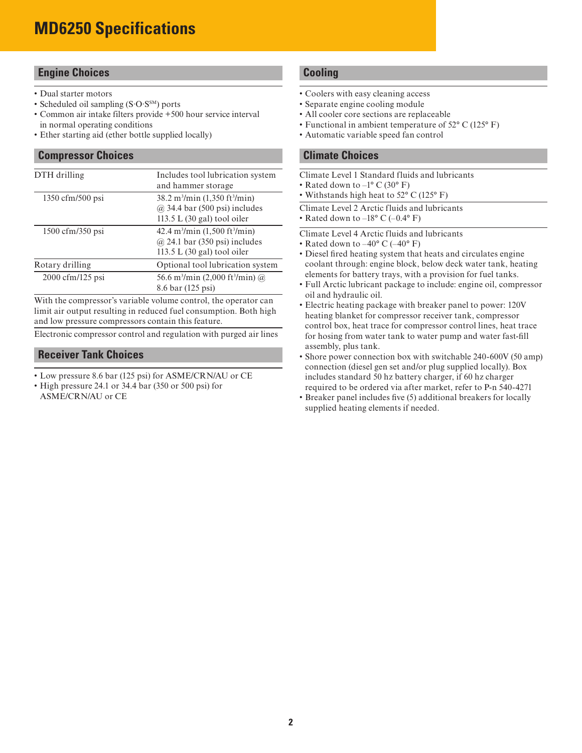# MD6250 Specifications

## Engine Choices

- Dual starter motors
- Scheduled oil sampling (S·O·S[SM]) ports
- Common air intake filters provide +500 hour service interval in normal operating conditions
- Ether starting aid (ether bottle supplied locally)

## Compressor Choices

| | |
|---|---|
| DTH drilling | Includes tool lubrication system and hammer storage |
| 1350 cfm/500 psi | 38.2 $m^3$/min (1,350 $ft^3$/min) @ 34.4 bar (500 psi) includes 113.5 L (30 gal) tool oiler |
| 1500 cfm/350 psi | 42.4 $m^3$/min (1,500 $ft^3$/min) @ 24.1 bar (350 psi) includes 113.5 L (30 gal) tool oiler |
| Rotary drilling | Optional tool lubrication system |
| 2000 cfm/125 psi | 56.6 $m^3$/min (2,000 $ft^3$/min) @ 8.6 bar (125 psi) |

With the compressor's variable volume control, the operator can limit air output resulting in reduced fuel consumption. Both high and low pressure compressors contain this feature.

Electronic compressor control and regulation with purged air lines

## Receiver Tank Choices

- Low pressure 8.6 bar (125 psi) for ASME/CRN/AU or CE
- High pressure 24.1 or 34.4 bar (350 or 500 psi) for ASME/CRN/AU or CE

## Cooling

- Coolers with easy cleaning access
- Separate engine cooling module
- All cooler core sections are replaceable
- Functional in ambient temperature of 52° C (125° F)
- Automatic variable speed fan control

## Climate Choices

Climate Level 1 Standard fluids and lubricants

- Rated down to –1° C (30° F)
- Withstands high heat to 52° C (125° F)

Climate Level 2 Arctic fluids and lubricants

- Rated down to –18° C (–0.4° F)

Climate Level 4 Arctic fluids and lubricants

- Rated down to –40° C (–40° F)
- Diesel fired heating system that heats and circulates engine coolant through: engine block, below deck water tank, heating elements for battery trays, with a provision for fuel tanks.
- Full Arctic lubricant package to include: engine oil, compressor oil and hydraulic oil.
- Electric heating package with breaker panel to power: 120V heating blanket for compressor receiver tank, compressor control box, heat trace for compressor control lines, heat trace for hosing from water tank to water pump and water fast-fill assembly, plus tank.
- Shore power connection box with switchable 240-600V (50 amp) connection (diesel gen set and/or plug supplied locally). Box includes standard 50 hz battery charger, if 60 hz charger required to be ordered via after market, refer to P-n 540-4271
- Breaker panel includes five (5) additional breakers for locally supplied heating elements if needed.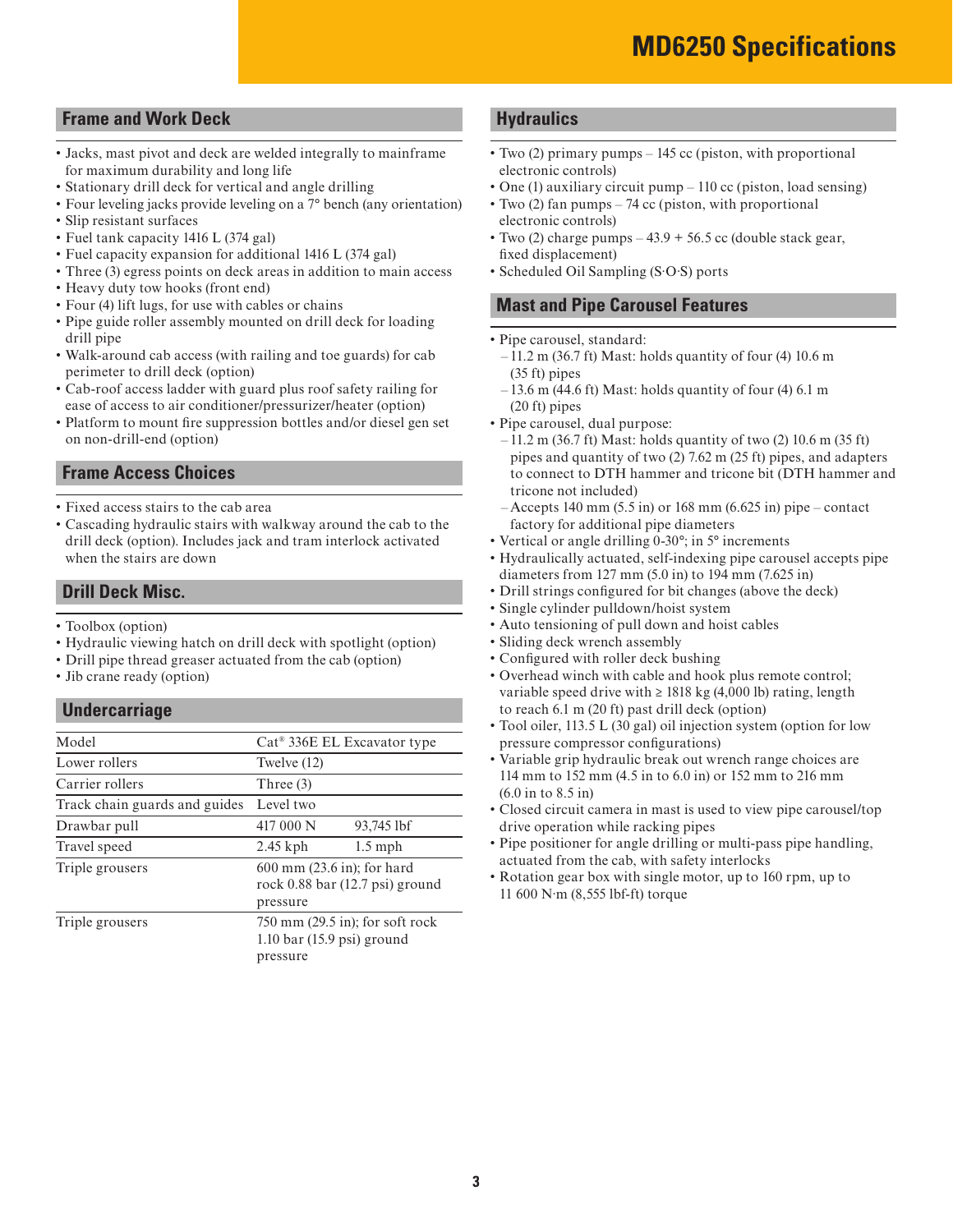# MD6250 Specifications

## Frame and Work Deck

- Jacks, mast pivot and deck are welded integrally to mainframe for maximum durability and long life
- Stationary drill deck for vertical and angle drilling
- Four leveling jacks provide leveling on a 7° bench (any orientation)
- Slip resistant surfaces
- Fuel tank capacity 1416 L (374 gal)
- Fuel capacity expansion for additional 1416 L (374 gal)
- Three (3) egress points on deck areas in addition to main access
- Heavy duty tow hooks (front end)
- Four (4) lift lugs, for use with cables or chains
- Pipe guide roller assembly mounted on drill deck for loading drill pipe
- Walk-around cab access (with railing and toe guards) for cab perimeter to drill deck (option)
- Cab-roof access ladder with guard plus roof safety railing for ease of access to air conditioner/pressurizer/heater (option)
- Platform to mount fire suppression bottles and/or diesel gen set on non-drill-end (option)

## Frame Access Choices

- Fixed access stairs to the cab area
- Cascading hydraulic stairs with walkway around the cab to the drill deck (option). Includes jack and tram interlock activated when the stairs are down

## Drill Deck Misc.

- Toolbox (option)
- Hydraulic viewing hatch on drill deck with spotlight (option)
- Drill pipe thread greaser actuated from the cab (option)
- Jib crane ready (option)

## Undercarriage

| | | |
|---|---|---|
| Model | Cat® 336E EL Excavator type | |
| Lower rollers | Twelve (12) | |
| Carrier rollers | Three (3) | |
| Track chain guards and guides | Level two | |
| Drawbar pull | 417 000 N | 93,745 lbf |
| Travel speed | 2.45 kph | 1.5 mph |
| Triple grousers | 600 mm (23.6 in); for hard rock 0.88 bar (12.7 psi) ground pressure | |
| Triple grousers | 750 mm (29.5 in); for soft rock 1.10 bar (15.9 psi) ground pressure | |

## Hydraulics

- Two (2) primary pumps – 145 cc (piston, with proportional electronic controls)
- One (1) auxiliary circuit pump – 110 cc (piston, load sensing)
- Two (2) fan pumps – 74 cc (piston, with proportional electronic controls)
- Two (2) charge pumps – 43.9 + 56.5 cc (double stack gear, fixed displacement)
- Scheduled Oil Sampling (S·O·S) ports

## Mast and Pipe Carousel Features

- Pipe carousel, standard:
  - 11.2 m (36.7 ft) Mast: holds quantity of four (4) 10.6 m (35 ft) pipes
  - 13.6 m (44.6 ft) Mast: holds quantity of four (4) 6.1 m (20 ft) pipes
- Pipe carousel, dual purpose:
  - 11.2 m (36.7 ft) Mast: holds quantity of two (2) 10.6 m (35 ft) pipes and quantity of two (2) 7.62 m (25 ft) pipes, and adapters to connect to DTH hammer and tricone bit (DTH hammer and tricone not included)
  - Accepts 140 mm (5.5 in) or 168 mm (6.625 in) pipe – contact factory for additional pipe diameters
- Vertical or angle drilling 0-30°; in 5° increments
- Hydraulically actuated, self-indexing pipe carousel accepts pipe diameters from 127 mm (5.0 in) to 194 mm (7.625 in)
- Drill strings configured for bit changes (above the deck)
- Single cylinder pulldown/hoist system
- Auto tensioning of pull down and hoist cables
- Sliding deck wrench assembly
- Configured with roller deck bushing
- Overhead winch with cable and hook plus remote control; variable speed drive with ≥ 1818 kg (4,000 lb) rating, length to reach 6.1 m (20 ft) past drill deck (option)
- Tool oiler, 113.5 L (30 gal) oil injection system (option for low pressure compressor configurations)
- Variable grip hydraulic break out wrench range choices are 114 mm to 152 mm (4.5 in to 6.0 in) or 152 mm to 216 mm (6.0 in to 8.5 in)
- Closed circuit camera in mast is used to view pipe carousel/top drive operation while racking pipes
- Pipe positioner for angle drilling or multi-pass pipe handling, actuated from the cab, with safety interlocks
- Rotation gear box with single motor, up to 160 rpm, up to 11 600 N·m (8,555 lbf-ft) torque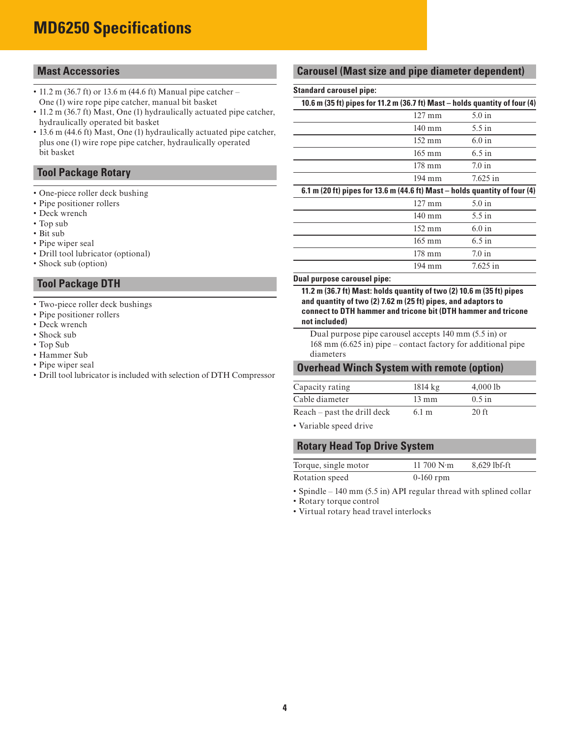# MD6250 Specifications

## Mast Accessories

- 11.2 m (36.7 ft) or 13.6 m (44.6 ft) Manual pipe catcher – One (1) wire rope pipe catcher, manual bit basket
- 11.2 m (36.7 ft) Mast, One (1) hydraulically actuated pipe catcher, hydraulically operated bit basket
- 13.6 m (44.6 ft) Mast, One (1) hydraulically actuated pipe catcher, plus one (1) wire rope pipe catcher, hydraulically operated bit basket

## Tool Package Rotary

- One-piece roller deck bushing
- Pipe positioner rollers
- Deck wrench
- Top sub
- Bit sub
- Pipe wiper seal
- Drill tool lubricator (optional)
- Shock sub (option)

## Tool Package DTH

- Two-piece roller deck bushings
- Pipe positioner rollers
- Deck wrench
- Shock sub
- Top Sub
- Hammer Sub
- Pipe wiper seal
- Drill tool lubricator is included with selection of DTH Compressor

## Carousel (Mast size and pipe diameter dependent)

**Standard carousel pipe:**

| **10.6 m (35 ft) pipes for 11.2 m (36.7 ft) Mast – holds quantity of four (4)** | | |
|---|---|---|
| | 127 mm | 5.0 in |
| | 140 mm | 5.5 in |
| | 152 mm | 6.0 in |
| | 165 mm | 6.5 in |
| | 178 mm | 7.0 in |
| | 194 mm | 7.625 in |
| **6.1 m (20 ft) pipes for 13.6 m (44.6 ft) Mast – holds quantity of four (4)** | | |
| | 127 mm | 5.0 in |
| | 140 mm | 5.5 in |
| | 152 mm | 6.0 in |
| | 165 mm | 6.5 in |
| | 178 mm | 7.0 in |
| | 194 mm | 7.625 in |

**Dual purpose carousel pipe:**

**11.2 m (36.7 ft) Mast: holds quantity of two (2) 10.6 m (35 ft) pipes and quantity of two (2) 7.62 m (25 ft) pipes, and adaptors to connect to DTH hammer and tricone bit (DTH hammer and tricone not included)**

Dual purpose pipe carousel accepts 140 mm (5.5 in) or 168 mm (6.625 in) pipe – contact factory for additional pipe diameters

## Overhead Winch System with remote (option)

| | | |
|---|---|---|
| Capacity rating | 1814 kg | 4,000 lb |
| Cable diameter | 13 mm | 0.5 in |
| Reach – past the drill deck | 6.1 m | 20 ft |

- Variable speed drive

## Rotary Head Top Drive System

| | | |
|---|---|---|
| Torque, single motor | 11 700 N·m | 8,629 lbf-ft |
| Rotation speed | 0-160 rpm | |

- Spindle – 140 mm (5.5 in) API regular thread with splined collar
- Rotary torque control
- Virtual rotary head travel interlocks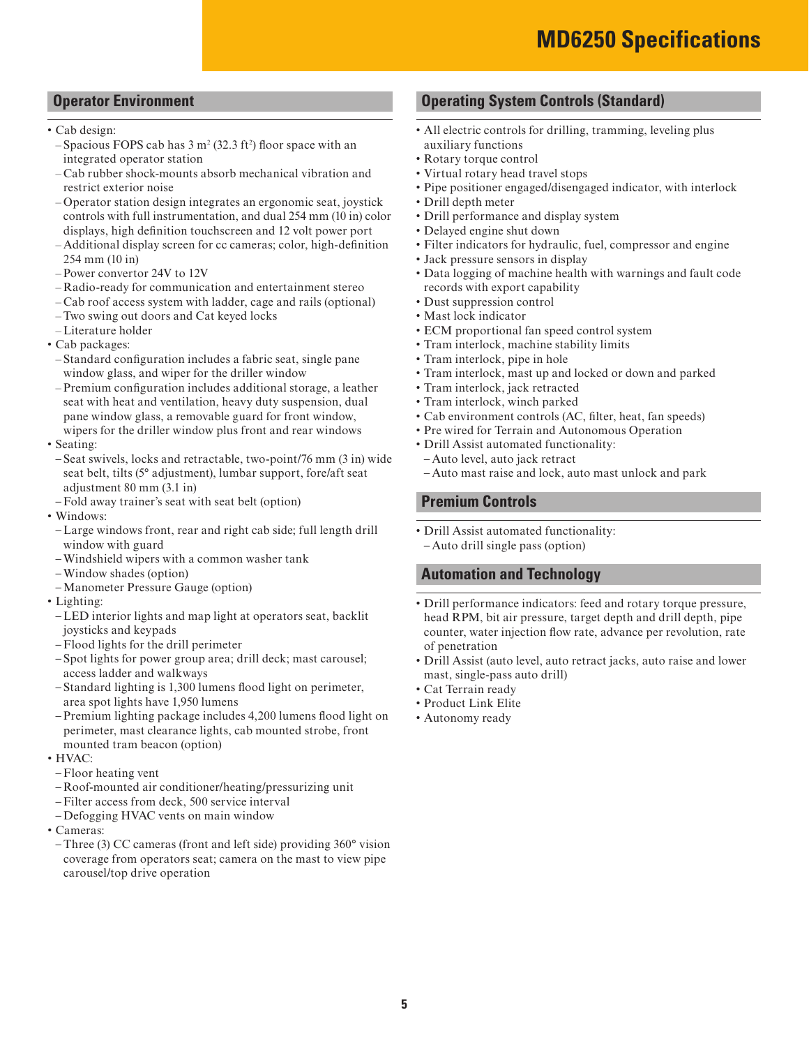# MD6250 Specifications

## Operator Environment

- Cab design:
  - Spacious FOPS cab has 3 $m^2$ (32.3 $ft^2$) floor space with an integrated operator station
  - Cab rubber shock-mounts absorb mechanical vibration and restrict exterior noise
  - Operator station design integrates an ergonomic seat, joystick controls with full instrumentation, and dual 254 mm (10 in) color displays, high definition touchscreen and 12 volt power port
  - Additional display screen for cc cameras; color, high-definition 254 mm (10 in)
  - Power convertor 24V to 12V
  - Radio-ready for communication and entertainment stereo
  - Cab roof access system with ladder, cage and rails (optional)
  - Two swing out doors and Cat keyed locks
  - Literature holder
- Cab packages:
  - Standard configuration includes a fabric seat, single pane window glass, and wiper for the driller window
  - Premium configuration includes additional storage, a leather seat with heat and ventilation, heavy duty suspension, dual pane window glass, a removable guard for front window, wipers for the driller window plus front and rear windows
- Seating:
  - Seat swivels, locks and retractable, two-point/76 mm (3 in) wide seat belt, tilts (5° adjustment), lumbar support, fore/aft seat adjustment 80 mm (3.1 in)
  - Fold away trainer's seat with seat belt (option)
- Windows:
  - Large windows front, rear and right cab side; full length drill window with guard
  - Windshield wipers with a common washer tank
  - Window shades (option)
  - Manometer Pressure Gauge (option)
- Lighting:
  - LED interior lights and map light at operators seat, backlit joysticks and keypads
  - Flood lights for the drill perimeter
  - Spot lights for power group area; drill deck; mast carousel; access ladder and walkways
  - Standard lighting is 1,300 lumens flood light on perimeter, area spot lights have 1,950 lumens
  - Premium lighting package includes 4,200 lumens flood light on perimeter, mast clearance lights, cab mounted strobe, front mounted tram beacon (option)
- HVAC:
  - Floor heating vent
  - Roof-mounted air conditioner/heating/pressurizing unit
  - Filter access from deck, 500 service interval
  - Defogging HVAC vents on main window
- Cameras:
  - Three (3) CC cameras (front and left side) providing 360° vision coverage from operators seat; camera on the mast to view pipe carousel/top drive operation

## Operating System Controls (Standard)

- All electric controls for drilling, tramming, leveling plus auxiliary functions
- Rotary torque control
- Virtual rotary head travel stops
- Pipe positioner engaged/disengaged indicator, with interlock
- Drill depth meter
- Drill performance and display system
- Delayed engine shut down
- Filter indicators for hydraulic, fuel, compressor and engine
- Jack pressure sensors in display
- Data logging of machine health with warnings and fault code records with export capability
- Dust suppression control
- Mast lock indicator
- ECM proportional fan speed control system
- Tram interlock, machine stability limits
- Tram interlock, pipe in hole
- Tram interlock, mast up and locked or down and parked
- Tram interlock, jack retracted
- Tram interlock, winch parked
- Cab environment controls (AC, filter, heat, fan speeds)
- Pre wired for Terrain and Autonomous Operation
- Drill Assist automated functionality:
  - Auto level, auto jack retract
  - Auto mast raise and lock, auto mast unlock and park

## Premium Controls

- Drill Assist automated functionality:
  - Auto drill single pass (option)

## Automation and Technology

- Drill performance indicators: feed and rotary torque pressure, head RPM, bit air pressure, target depth and drill depth, pipe counter, water injection flow rate, advance per revolution, rate of penetration
- Drill Assist (auto level, auto retract jacks, auto raise and lower mast, single-pass auto drill)
- Cat Terrain ready
- Product Link Elite
- Autonomy ready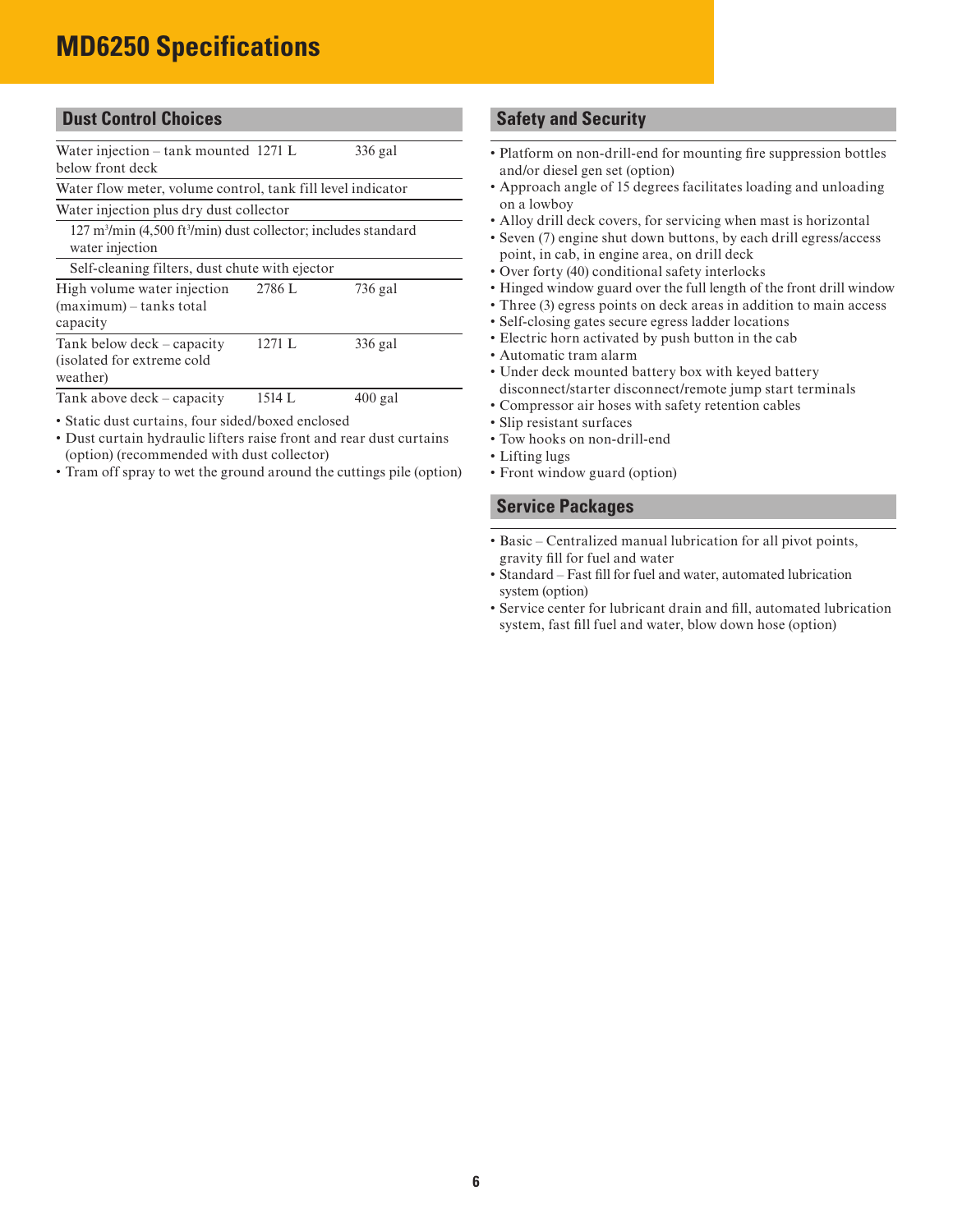# MD6250 Specifications

## Dust Control Choices

| | | |
|---|---|---|
| Water injection – tank mounted below front deck | 1271 L | 336 gal |
| Water flow meter, volume control, tank fill level indicator | | |
| Water injection plus dry dust collector | | |
| 127 $m^3$/min (4,500 $ft^3$/min) dust collector; includes standard water injection | | |
| Self-cleaning filters, dust chute with ejector | | |
| High volume water injection (maximum) – tanks total capacity | 2786 L | 736 gal |
| Tank below deck – capacity (isolated for extreme cold weather) | 1271 L | 336 gal |
| Tank above deck – capacity | 1514 L | 400 gal |

- Static dust curtains, four sided/boxed enclosed
- Dust curtain hydraulic lifters raise front and rear dust curtains (option) (recommended with dust collector)
- Tram off spray to wet the ground around the cuttings pile (option)

## Safety and Security

- Platform on non-drill-end for mounting fire suppression bottles and/or diesel gen set (option)
- Approach angle of 15 degrees facilitates loading and unloading on a lowboy
- Alloy drill deck covers, for servicing when mast is horizontal
- Seven (7) engine shut down buttons, by each drill egress/access point, in cab, in engine area, on drill deck
- Over forty (40) conditional safety interlocks
- Hinged window guard over the full length of the front drill window
- Three (3) egress points on deck areas in addition to main access
- Self-closing gates secure egress ladder locations
- Electric horn activated by push button in the cab
- Automatic tram alarm
- Under deck mounted battery box with keyed battery disconnect/starter disconnect/remote jump start terminals
- Compressor air hoses with safety retention cables
- Slip resistant surfaces
- Tow hooks on non-drill-end
- Lifting lugs
- Front window guard (option)

## Service Packages

- Basic – Centralized manual lubrication for all pivot points, gravity fill for fuel and water
- Standard – Fast fill for fuel and water, automated lubrication system (option)
- Service center for lubricant drain and fill, automated lubrication system, fast fill fuel and water, blow down hose (option)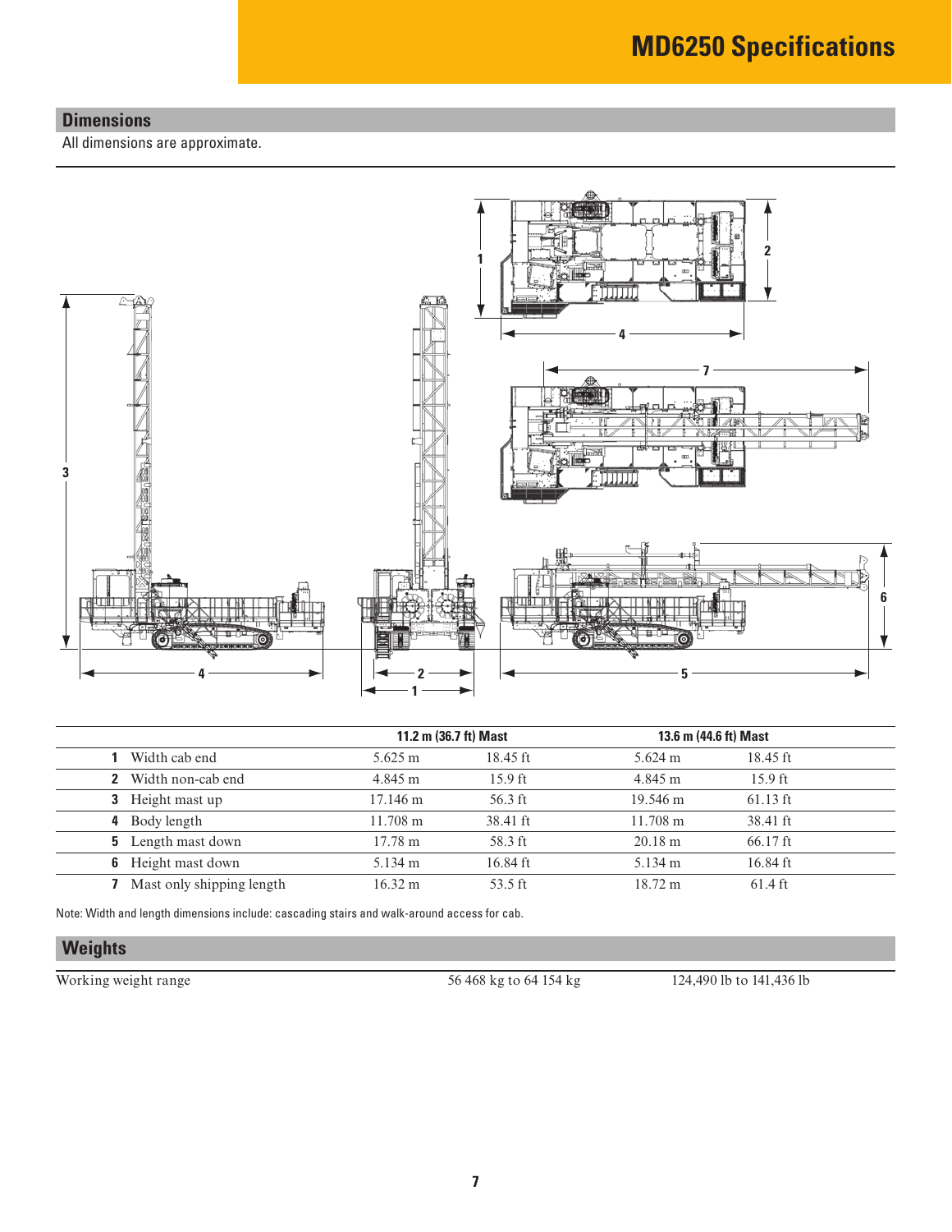# MD6250 Specifications

## Dimensions

All dimensions are approximate.

| | | 11.2 m (36.7 ft) Mast | | 13.6 m (44.6 ft) Mast | |
|---|---|---|---|---|---|
| 1 | Width cab end | 5.625 m | 18.45 ft | 5.624 m | 18.45 ft |
| 2 | Width non-cab end | 4.845 m | 15.9 ft | 4.845 m | 15.9 ft |
| 3 | Height mast up | 17.146 m | 56.3 ft | 19.546 m | 61.13 ft |
| 4 | Body length | 11.708 m | 38.41 ft | 11.708 m | 38.41 ft |
| 5 | Length mast down | 17.78 m | 58.3 ft | 20.18 m | 66.17 ft |
| 6 | Height mast down | 5.134 m | 16.84 ft | 5.134 m | 16.84 ft |
| 7 | Mast only shipping length | 16.32 m | 53.5 ft | 18.72 m | 61.4 ft |

Note: Width and length dimensions include: cascading stairs and walk-around access for cab.

## Weights

| | | |
|---|---|---|
| Working weight range | 56 468 kg to 64 154 kg | 124,490 lb to 141,436 lb |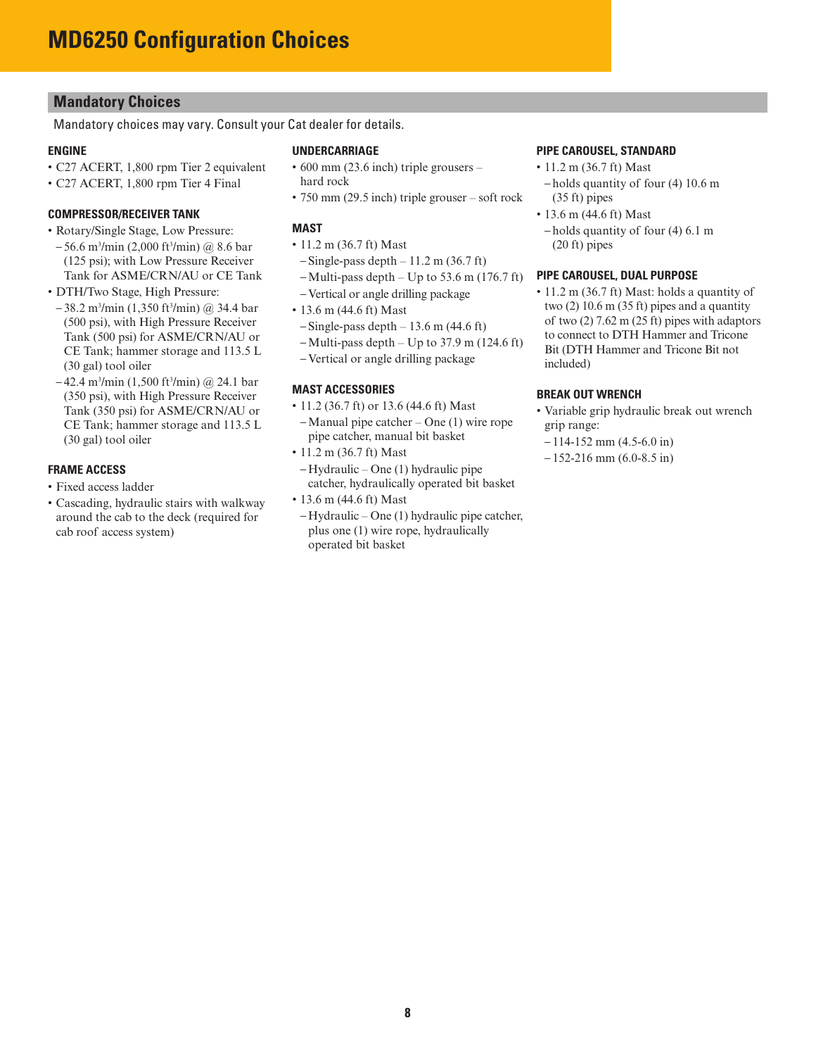# MD6250 Configuration Choices

## Mandatory Choices

Mandatory choices may vary. Consult your Cat dealer for details.

### ENGINE

- C27 ACERT, 1,800 rpm Tier 2 equivalent
- C27 ACERT, 1,800 rpm Tier 4 Final

### COMPRESSOR/RECEIVER TANK

- Rotary/Single Stage, Low Pressure:
  - 56.6 $m^3$/min (2,000 $ft^3$/min) @ 8.6 bar (125 psi); with Low Pressure Receiver Tank for ASME/CRN/AU or CE Tank
- DTH/Two Stage, High Pressure:
  - 38.2 $m^3$/min (1,350 $ft^3$/min) @ 34.4 bar (500 psi), with High Pressure Receiver Tank (500 psi) for ASME/CRN/AU or CE Tank; hammer storage and 113.5 L (30 gal) tool oiler
  - 42.4 $m^3$/min (1,500 $ft^3$/min) @ 24.1 bar (350 psi), with High Pressure Receiver Tank (350 psi) for ASME/CRN/AU or CE Tank; hammer storage and 113.5 L (30 gal) tool oiler

### FRAME ACCESS

- Fixed access ladder
- Cascading, hydraulic stairs with walkway around the cab to the deck (required for cab roof access system)

### UNDERCARRIAGE

- 600 mm (23.6 inch) triple grousers – hard rock
- 750 mm (29.5 inch) triple grouser – soft rock

### MAST

- 11.2 m (36.7 ft) Mast
  - Single-pass depth – 11.2 m (36.7 ft)
  - Multi-pass depth – Up to 53.6 m (176.7 ft)
  - Vertical or angle drilling package
- 13.6 m (44.6 ft) Mast
  - Single-pass depth – 13.6 m (44.6 ft)
  - Multi-pass depth – Up to 37.9 m (124.6 ft)
  - Vertical or angle drilling package

### MAST ACCESSORIES

- 11.2 (36.7 ft) or 13.6 (44.6 ft) Mast
  - Manual pipe catcher – One (1) wire rope pipe catcher, manual bit basket
- 11.2 m (36.7 ft) Mast
  - Hydraulic – One (1) hydraulic pipe catcher, hydraulically operated bit basket
- 13.6 m (44.6 ft) Mast
  - Hydraulic – One (1) hydraulic pipe catcher, plus one (1) wire rope, hydraulically operated bit basket

### PIPE CAROUSEL, STANDARD

- 11.2 m (36.7 ft) Mast
  - holds quantity of four (4) 10.6 m (35 ft) pipes
- 13.6 m (44.6 ft) Mast
  - holds quantity of four (4) 6.1 m (20 ft) pipes

### PIPE CAROUSEL, DUAL PURPOSE

- 11.2 m (36.7 ft) Mast: holds a quantity of two (2) 10.6 m (35 ft) pipes and a quantity of two (2) 7.62 m (25 ft) pipes with adaptors to connect to DTH Hammer and Tricone Bit (DTH Hammer and Tricone Bit not included)

### BREAK OUT WRENCH

- Variable grip hydraulic break out wrench grip range:
  - 114-152 mm (4.5-6.0 in)
  - 152-216 mm (6.0-8.5 in)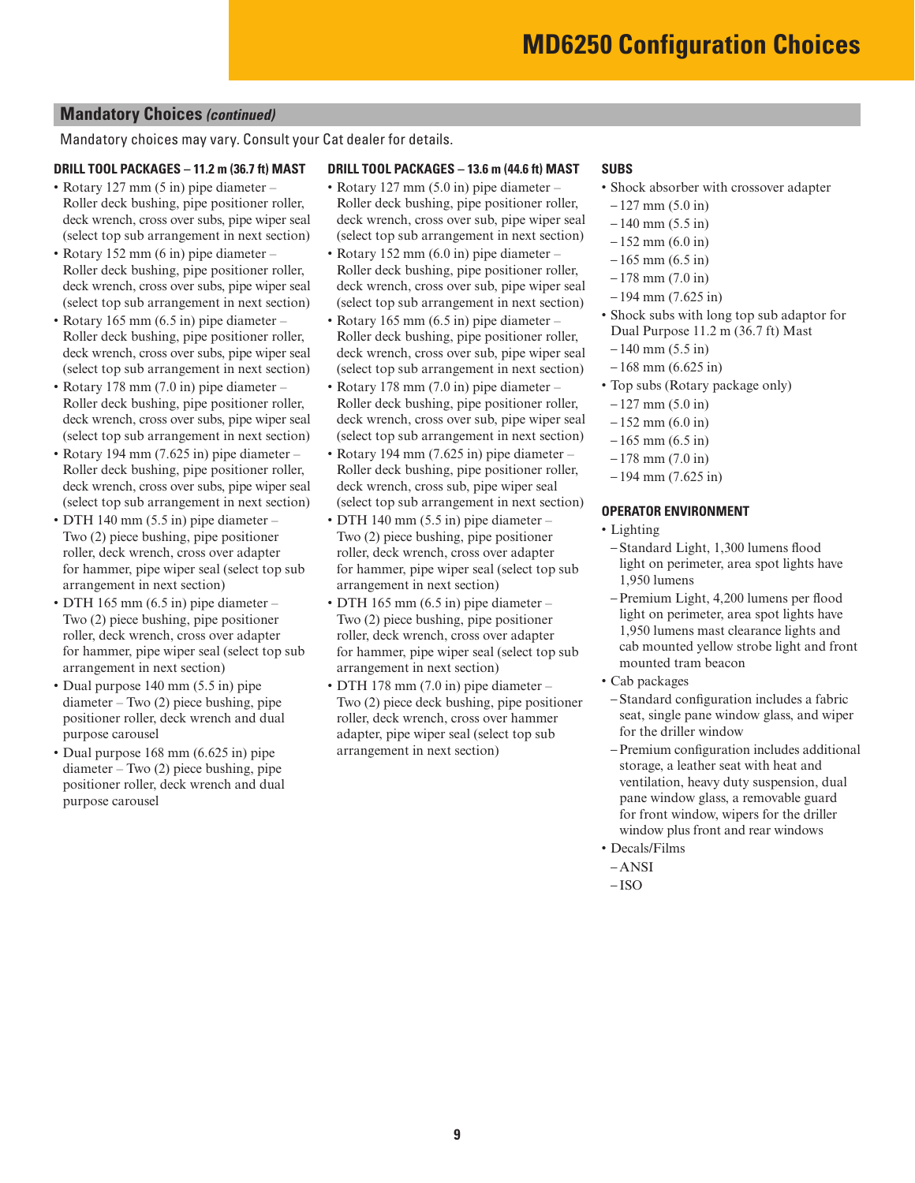# MD6250 Configuration Choices

## Mandatory Choices *(continued)*

Mandatory choices may vary. Consult your Cat dealer for details.

### DRILL TOOL PACKAGES – 11.2 m (36.7 ft) MAST

- Rotary 127 mm (5 in) pipe diameter – Roller deck bushing, pipe positioner roller, deck wrench, cross over subs, pipe wiper seal (select top sub arrangement in next section)
- Rotary 152 mm (6 in) pipe diameter – Roller deck bushing, pipe positioner roller, deck wrench, cross over subs, pipe wiper seal (select top sub arrangement in next section)
- Rotary 165 mm (6.5 in) pipe diameter – Roller deck bushing, pipe positioner roller, deck wrench, cross over subs, pipe wiper seal (select top sub arrangement in next section)
- Rotary 178 mm (7.0 in) pipe diameter – Roller deck bushing, pipe positioner roller, deck wrench, cross over subs, pipe wiper seal (select top sub arrangement in next section)
- Rotary 194 mm (7.625 in) pipe diameter – Roller deck bushing, pipe positioner roller, deck wrench, cross over subs, pipe wiper seal (select top sub arrangement in next section)
- DTH 140 mm (5.5 in) pipe diameter – Two (2) piece bushing, pipe positioner roller, deck wrench, cross over adapter for hammer, pipe wiper seal (select top sub arrangement in next section)
- DTH 165 mm (6.5 in) pipe diameter – Two (2) piece bushing, pipe positioner roller, deck wrench, cross over adapter for hammer, pipe wiper seal (select top sub arrangement in next section)
- Dual purpose 140 mm (5.5 in) pipe diameter – Two (2) piece bushing, pipe positioner roller, deck wrench and dual purpose carousel
- Dual purpose 168 mm (6.625 in) pipe diameter – Two (2) piece bushing, pipe positioner roller, deck wrench and dual purpose carousel

### DRILL TOOL PACKAGES – 13.6 m (44.6 ft) MAST

- Rotary 127 mm (5.0 in) pipe diameter – Roller deck bushing, pipe positioner roller, deck wrench, cross over sub, pipe wiper seal (select top sub arrangement in next section)
- Rotary 152 mm (6.0 in) pipe diameter – Roller deck bushing, pipe positioner roller, deck wrench, cross over sub, pipe wiper seal (select top sub arrangement in next section)
- Rotary 165 mm (6.5 in) pipe diameter – Roller deck bushing, pipe positioner roller, deck wrench, cross over sub, pipe wiper seal (select top sub arrangement in next section)
- Rotary 178 mm (7.0 in) pipe diameter – Roller deck bushing, pipe positioner roller, deck wrench, cross over sub, pipe wiper seal (select top sub arrangement in next section)
- Rotary 194 mm (7.625 in) pipe diameter – Roller deck bushing, pipe positioner roller, deck wrench, cross sub, pipe wiper seal (select top sub arrangement in next section)
- DTH 140 mm (5.5 in) pipe diameter – Two (2) piece bushing, pipe positioner roller, deck wrench, cross over adapter for hammer, pipe wiper seal (select top sub arrangement in next section)
- DTH 165 mm (6.5 in) pipe diameter – Two (2) piece bushing, pipe positioner roller, deck wrench, cross over adapter for hammer, pipe wiper seal (select top sub arrangement in next section)
- DTH 178 mm (7.0 in) pipe diameter – Two (2) piece deck bushing, pipe positioner roller, deck wrench, cross over hammer adapter, pipe wiper seal (select top sub arrangement in next section)

### SUBS

- Shock absorber with crossover adapter
  - 127 mm (5.0 in)
  - 140 mm (5.5 in)
  - 152 mm (6.0 in)
  - 165 mm (6.5 in)
  - 178 mm (7.0 in)
  - 194 mm (7.625 in)
- Shock subs with long top sub adaptor for Dual Purpose 11.2 m (36.7 ft) Mast
  - 140 mm (5.5 in)
  - 168 mm (6.625 in)
- Top subs (Rotary package only)
  - 127 mm (5.0 in)
  - 152 mm (6.0 in)
  - 165 mm (6.5 in)
  - 178 mm (7.0 in)
  - 194 mm (7.625 in)

### OPERATOR ENVIRONMENT

- Lighting
  - Standard Light, 1,300 lumens flood light on perimeter, area spot lights have 1,950 lumens
  - Premium Light, 4,200 lumens per flood light on perimeter, area spot lights have 1,950 lumens mast clearance lights and cab mounted yellow strobe light and front mounted tram beacon
- Cab packages
  - Standard configuration includes a fabric seat, single pane window glass, and wiper for the driller window
  - Premium configuration includes additional storage, a leather seat with heat and ventilation, heavy duty suspension, dual pane window glass, a removable guard for front window, wipers for the driller window plus front and rear windows
- Decals/Films
  - ANSI
  - ISO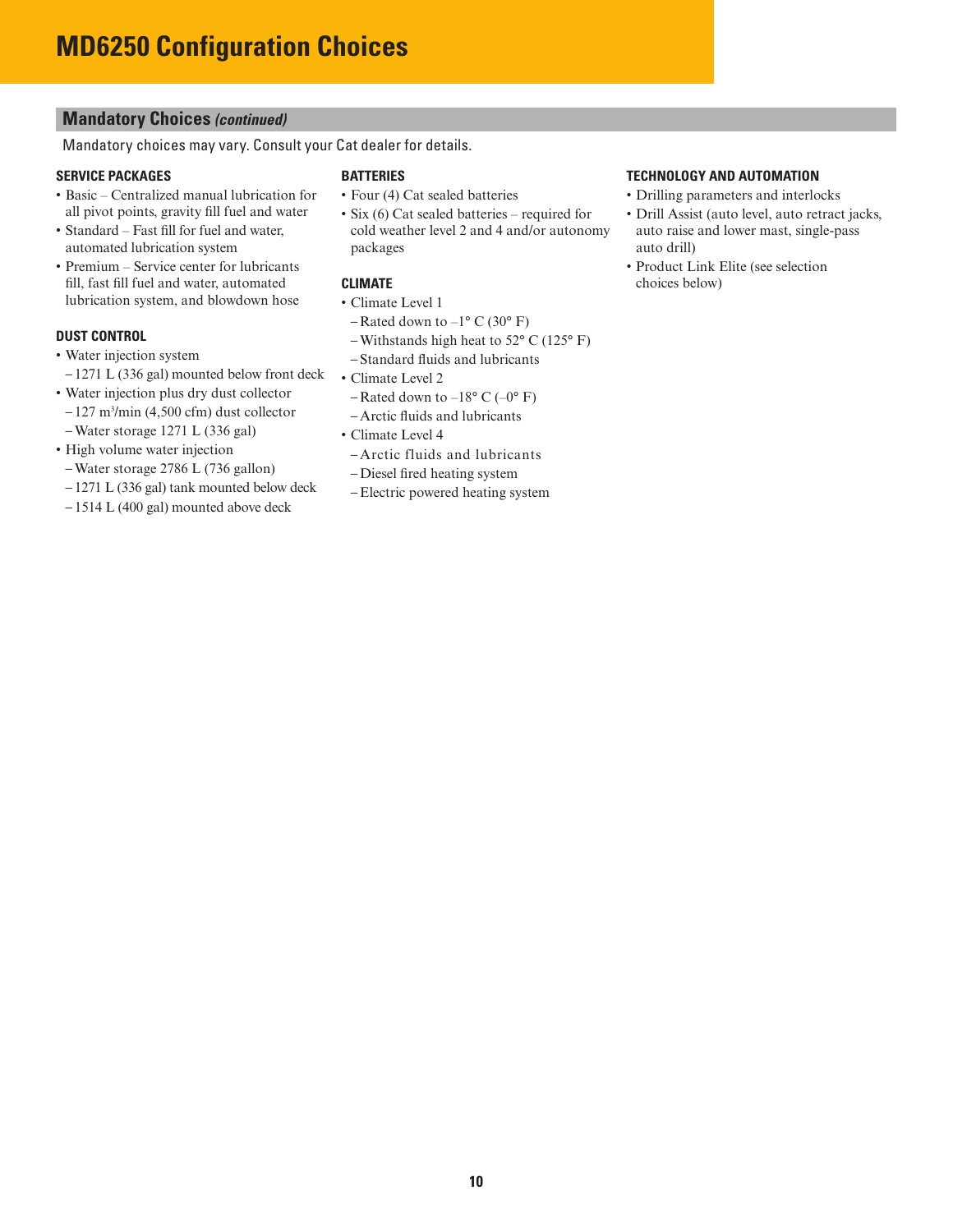# MD6250 Configuration Choices

## Mandatory Choices *(continued)*

Mandatory choices may vary. Consult your Cat dealer for details.

### SERVICE PACKAGES

- Basic – Centralized manual lubrication for all pivot points, gravity fill fuel and water
- Standard – Fast fill for fuel and water, automated lubrication system
- Premium – Service center for lubricants fill, fast fill fuel and water, automated lubrication system, and blowdown hose

### DUST CONTROL

- Water injection system
  - 1271 L (336 gal) mounted below front deck
- Water injection plus dry dust collector
  - 127 m³/min (4,500 cfm) dust collector
  - Water storage 1271 L (336 gal)
- High volume water injection
  - Water storage 2786 L (736 gallon)
  - 1271 L (336 gal) tank mounted below deck
  - 1514 L (400 gal) mounted above deck

### BATTERIES

- Four (4) Cat sealed batteries
- Six (6) Cat sealed batteries – required for cold weather level 2 and 4 and/or autonomy packages

### CLIMATE

- Climate Level 1
  - Rated down to –1° C (30° F)
  - Withstands high heat to 52° C (125° F)
  - Standard fluids and lubricants
- Climate Level 2
  - Rated down to –18° C (–0° F)
  - Arctic fluids and lubricants
- Climate Level 4
  - Arctic fluids and lubricants
  - Diesel fired heating system
  - Electric powered heating system

### TECHNOLOGY AND AUTOMATION

- Drilling parameters and interlocks
- Drill Assist (auto level, auto retract jacks, auto raise and lower mast, single-pass auto drill)
- Product Link Elite (see selection choices below)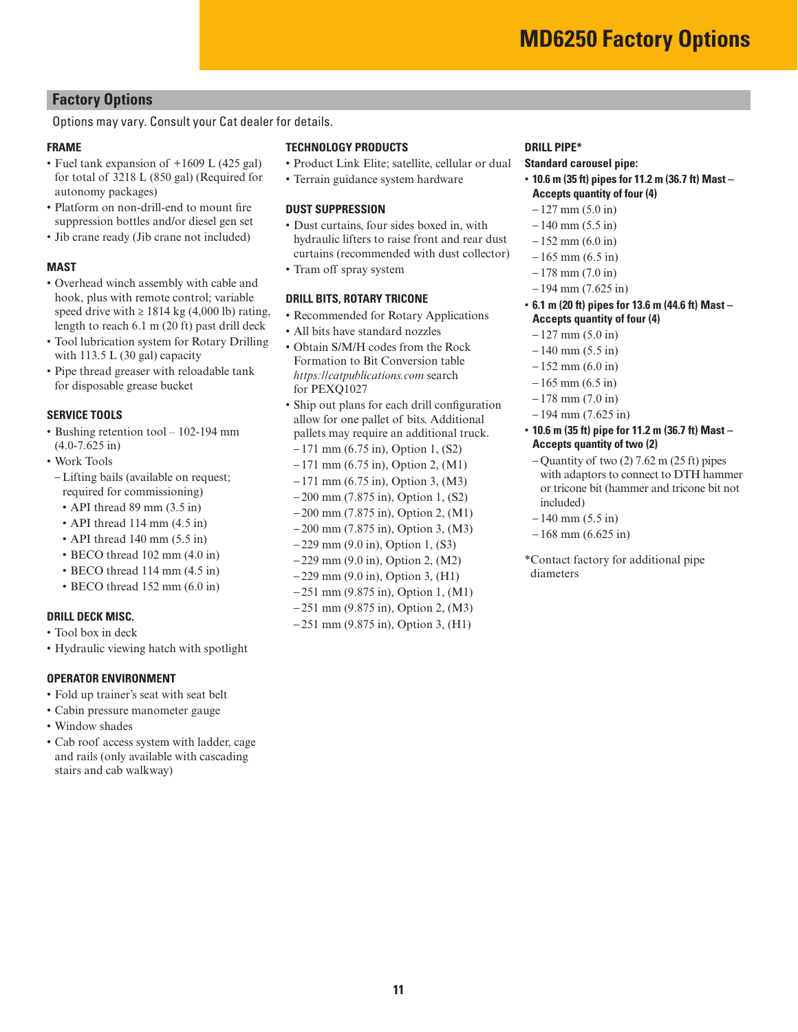# MD6250 Factory Options

## Factory Options

Options may vary. Consult your Cat dealer for details.

### FRAME

- Fuel tank expansion of +1609 L (425 gal) for total of 3218 L (850 gal) (Required for autonomy packages)
- Platform on non-drill-end to mount fire suppression bottles and/or diesel gen set
- Jib crane ready (Jib crane not included)

### MAST

- Overhead winch assembly with cable and hook, plus with remote control; variable speed drive with ≥ 1814 kg (4,000 lb) rating, length to reach 6.1 m (20 ft) past drill deck
- Tool lubrication system for Rotary Drilling with 113.5 L (30 gal) capacity
- Pipe thread greaser with reloadable tank for disposable grease bucket

### SERVICE TOOLS

- Bushing retention tool – 102-194 mm (4.0-7.625 in)
- Work Tools
  - Lifting bails (available on request; required for commissioning)
    - API thread 89 mm (3.5 in)
    - API thread 114 mm (4.5 in)
    - API thread 140 mm (5.5 in)
    - BECO thread 102 mm (4.0 in)
    - BECO thread 114 mm (4.5 in)
    - BECO thread 152 mm (6.0 in)

### DRILL DECK MISC.

- Tool box in deck
- Hydraulic viewing hatch with spotlight

### OPERATOR ENVIRONMENT

- Fold up trainer's seat with seat belt
- Cabin pressure manometer gauge
- Window shades
- Cab roof access system with ladder, cage and rails (only available with cascading stairs and cab walkway)

### TECHNOLOGY PRODUCTS

- Product Link Elite; satellite, cellular or dual
- Terrain guidance system hardware

### DUST SUPPRESSION

- Dust curtains, four sides boxed in, with hydraulic lifters to raise front and rear dust curtains (recommended with dust collector)
- Tram off spray system

### DRILL BITS, ROTARY TRICONE

- Recommended for Rotary Applications
- All bits have standard nozzles
- Obtain S/M/H codes from the Rock Formation to Bit Conversion table *https://catpublications.com* search for PEXQ1027
- Ship out plans for each drill configuration allow for one pallet of bits. Additional pallets may require an additional truck.
  - 171 mm (6.75 in), Option 1, (S2)
  - 171 mm (6.75 in), Option 2, (M1)
  - 171 mm (6.75 in), Option 3, (M3)
  - 200 mm (7.875 in), Option 1, (S2)
  - 200 mm (7.875 in), Option 2, (M1)
  - 200 mm (7.875 in), Option 3, (M3)
  - 229 mm (9.0 in), Option 1, (S3)
  - 229 mm (9.0 in), Option 2, (M2)
  - 229 mm (9.0 in), Option 3, (H1)
  - 251 mm (9.875 in), Option 1, (M1)
  - 251 mm (9.875 in), Option 2, (M3)
  - 251 mm (9.875 in), Option 3, (H1)

### DRILL PIPE*

**Standard carousel pipe:**

- **10.6 m (35 ft) pipes for 11.2 m (36.7 ft) Mast – Accepts quantity of four (4)**
  - 127 mm (5.0 in)
  - 140 mm (5.5 in)
  - 152 mm (6.0 in)
  - 165 mm (6.5 in)
  - 178 mm (7.0 in)
  - 194 mm (7.625 in)
- **6.1 m (20 ft) pipes for 13.6 m (44.6 ft) Mast – Accepts quantity of four (4)**
  - 127 mm (5.0 in)
  - 140 mm (5.5 in)
  - 152 mm (6.0 in)
  - 165 mm (6.5 in)
  - 178 mm (7.0 in)
  - 194 mm (7.625 in)
- **10.6 m (35 ft) pipe for 11.2 m (36.7 ft) Mast – Accepts quantity of two (2)**
  - Quantity of two (2) 7.62 m (25 ft) pipes with adaptors to connect to DTH hammer or tricone bit (hammer and tricone bit not included)
  - 140 mm (5.5 in)
  - 168 mm (6.625 in)

*Contact factory for additional pipe diameters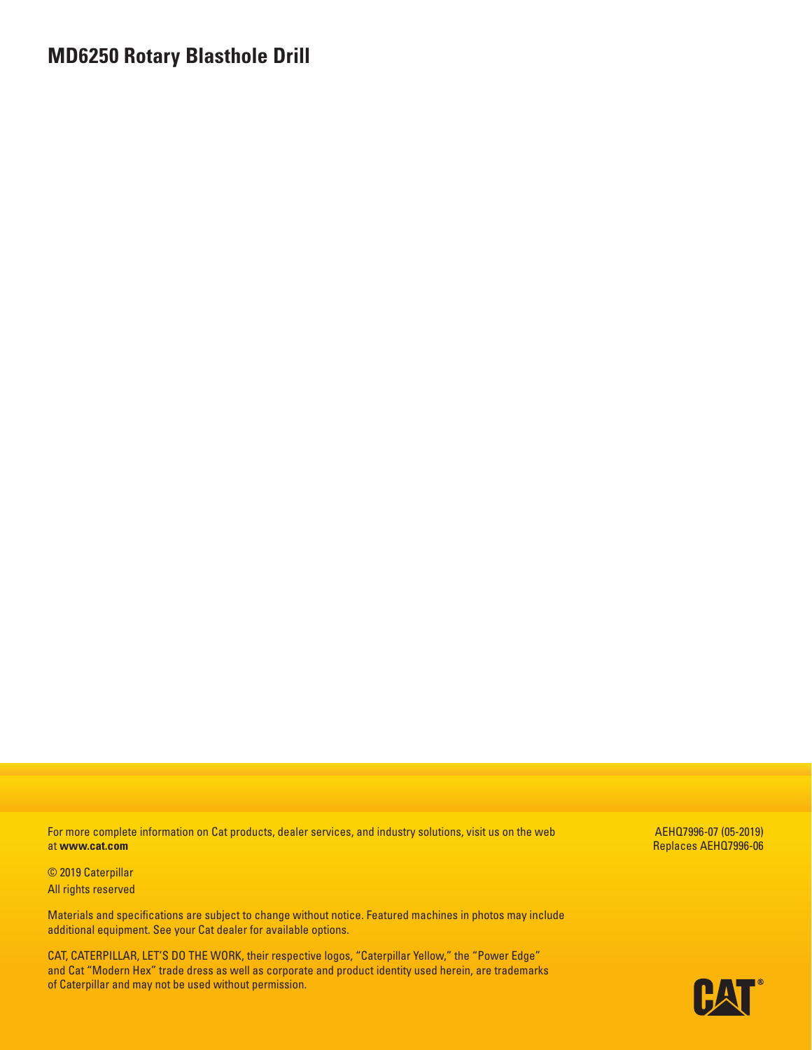# MD6250 Rotary Blasthole Drill

For more complete information on Cat products, dealer services, and industry solutions, visit us on the web at **www.cat.com**

© 2019 Caterpillar
All rights reserved

Materials and specifications are subject to change without notice. Featured machines in photos may include additional equipment. See your Cat dealer for available options.

CAT, CATERPILLAR, LET'S DO THE WORK, their respective logos, "Caterpillar Yellow," the "Power Edge" and Cat "Modern Hex" trade dress as well as corporate and product identity used herein, are trademarks of Caterpillar and may not be used without permission.

AEHQ7996-07 (05-2019)
Replaces AEHQ7996-06